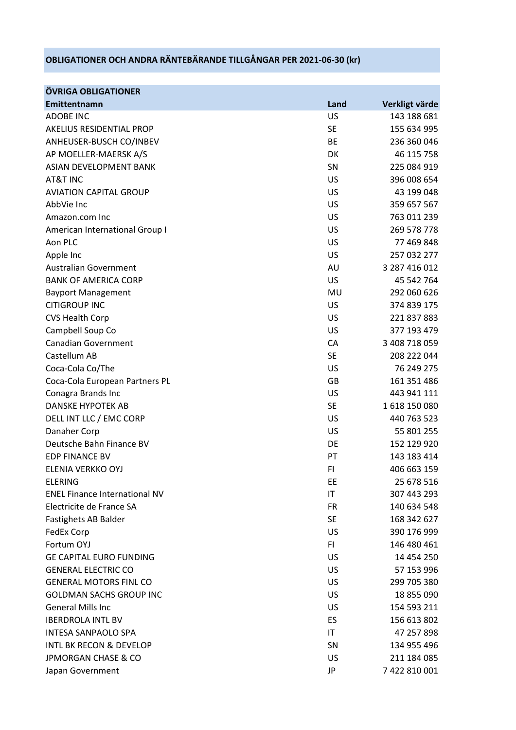## OBLIGATIONER OCH ANDRA RÄNTEBÄRANDE TILLGÅNGAR PER 2021-06-30 (kr)

| ÖVRIGA OBLIGATIONER | | |
|---|---|---|
| **Emittentnamn** | **Land** | **Verkligt värde** |
| ADOBE INC | US | 143 188 681 |
| AKELIUS RESIDENTIAL PROP | SE | 155 634 995 |
| ANHEUSER-BUSCH CO/INBEV | BE | 236 360 046 |
| AP MOELLER-MAERSK A/S | DK | 46 115 758 |
| ASIAN DEVELOPMENT BANK | SN | 225 084 919 |
| AT&T INC | US | 396 008 654 |
| AVIATION CAPITAL GROUP | US | 43 199 048 |
| AbbVie Inc | US | 359 657 567 |
| Amazon.com Inc | US | 763 011 239 |
| American International Group I | US | 269 578 778 |
| Aon PLC | US | 77 469 848 |
| Apple Inc | US | 257 032 277 |
| Australian Government | AU | 3 287 416 012 |
| BANK OF AMERICA CORP | US | 45 542 764 |
| Bayport Management | MU | 292 060 626 |
| CITIGROUP INC | US | 374 839 175 |
| CVS Health Corp | US | 221 837 883 |
| Campbell Soup Co | US | 377 193 479 |
| Canadian Government | CA | 3 408 718 059 |
| Castellum AB | SE | 208 222 044 |
| Coca-Cola Co/The | US | 76 249 275 |
| Coca-Cola European Partners PL | GB | 161 351 486 |
| Conagra Brands Inc | US | 443 941 111 |
| DANSKE HYPOTEK AB | SE | 1 618 150 080 |
| DELL INT LLC / EMC CORP | US | 440 763 523 |
| Danaher Corp | US | 55 801 255 |
| Deutsche Bahn Finance BV | DE | 152 129 920 |
| EDP FINANCE BV | PT | 143 183 414 |
| ELENIA VERKKO OYJ | FI | 406 663 159 |
| ELERING | EE | 25 678 516 |
| ENEL Finance International NV | IT | 307 443 293 |
| Electricite de France SA | FR | 140 634 548 |
| Fastighets AB Balder | SE | 168 342 627 |
| FedEx Corp | US | 390 176 999 |
| Fortum OYJ | FI | 146 480 461 |
| GE CAPITAL EURO FUNDING | US | 14 454 250 |
| GENERAL ELECTRIC CO | US | 57 153 996 |
| GENERAL MOTORS FINL CO | US | 299 705 380 |
| GOLDMAN SACHS GROUP INC | US | 18 855 090 |
| General Mills Inc | US | 154 593 211 |
| IBERDROLA INTL BV | ES | 156 613 802 |
| INTESA SANPAOLO SPA | IT | 47 257 898 |
| INTL BK RECON & DEVELOP | SN | 134 955 496 |
| JPMORGAN CHASE & CO | US | 211 184 085 |
| Japan Government | JP | 7 422 810 001 |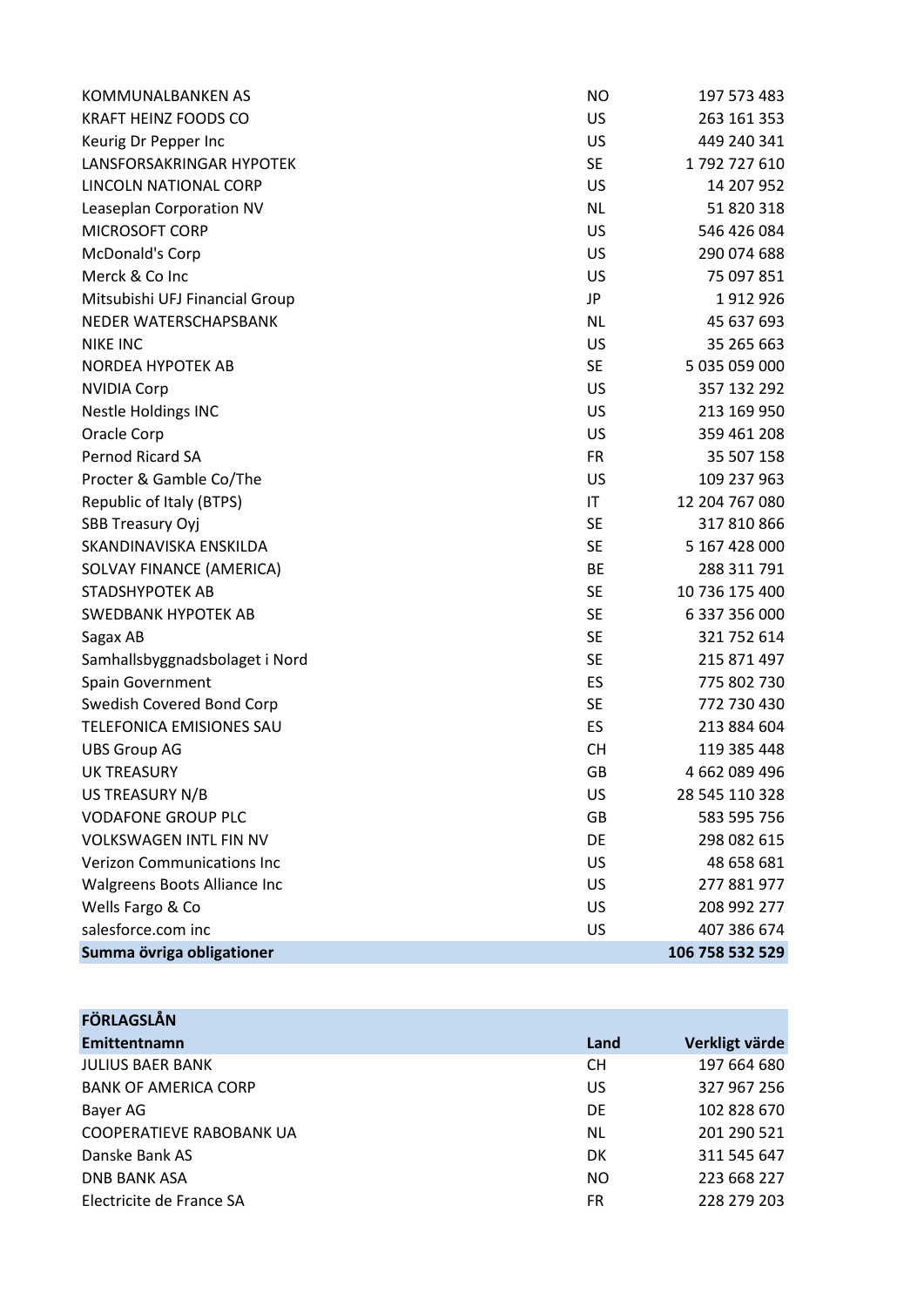| | | |
|---|---|---|
| KOMMUNALBANKEN AS | NO | 197 573 483 |
| KRAFT HEINZ FOODS CO | US | 263 161 353 |
| Keurig Dr Pepper Inc | US | 449 240 341 |
| LANSFORSAKRINGAR HYPOTEK | SE | 1 792 727 610 |
| LINCOLN NATIONAL CORP | US | 14 207 952 |
| Leaseplan Corporation NV | NL | 51 820 318 |
| MICROSOFT CORP | US | 546 426 084 |
| McDonald's Corp | US | 290 074 688 |
| Merck & Co Inc | US | 75 097 851 |
| Mitsubishi UFJ Financial Group | JP | 1 912 926 |
| NEDER WATERSCHAPSBANK | NL | 45 637 693 |
| NIKE INC | US | 35 265 663 |
| NORDEA HYPOTEK AB | SE | 5 035 059 000 |
| NVIDIA Corp | US | 357 132 292 |
| Nestle Holdings INC | US | 213 169 950 |
| Oracle Corp | US | 359 461 208 |
| Pernod Ricard SA | FR | 35 507 158 |
| Procter & Gamble Co/The | US | 109 237 963 |
| Republic of Italy (BTPS) | IT | 12 204 767 080 |
| SBB Treasury Oyj | SE | 317 810 866 |
| SKANDINAVISKA ENSKILDA | SE | 5 167 428 000 |
| SOLVAY FINANCE (AMERICA) | BE | 288 311 791 |
| STADSHYPOTEK AB | SE | 10 736 175 400 |
| SWEDBANK HYPOTEK AB | SE | 6 337 356 000 |
| Sagax AB | SE | 321 752 614 |
| Samhallsbyggnadsbolaget i Nord | SE | 215 871 497 |
| Spain Government | ES | 775 802 730 |
| Swedish Covered Bond Corp | SE | 772 730 430 |
| TELEFONICA EMISIONES SAU | ES | 213 884 604 |
| UBS Group AG | CH | 119 385 448 |
| UK TREASURY | GB | 4 662 089 496 |
| US TREASURY N/B | US | 28 545 110 328 |
| VODAFONE GROUP PLC | GB | 583 595 756 |
| VOLKSWAGEN INTL FIN NV | DE | 298 082 615 |
| Verizon Communications Inc | US | 48 658 681 |
| Walgreens Boots Alliance Inc | US | 277 881 977 |
| Wells Fargo & Co | US | 208 992 277 |
| salesforce.com inc | US | 407 386 674 |
| **Summa övriga obligationer** | | **106 758 532 529** |

| **FÖRLAGSLÅN** | | |
|---|---|---|
| **Emittentnamn** | **Land** | **Verkligt värde** |
| JULIUS BAER BANK | CH | 197 664 680 |
| BANK OF AMERICA CORP | US | 327 967 256 |
| Bayer AG | DE | 102 828 670 |
| COOPERATIEVE RABOBANK UA | NL | 201 290 521 |
| Danske Bank AS | DK | 311 545 647 |
| DNB BANK ASA | NO | 223 668 227 |
| Electricite de France SA | FR | 228 279 203 |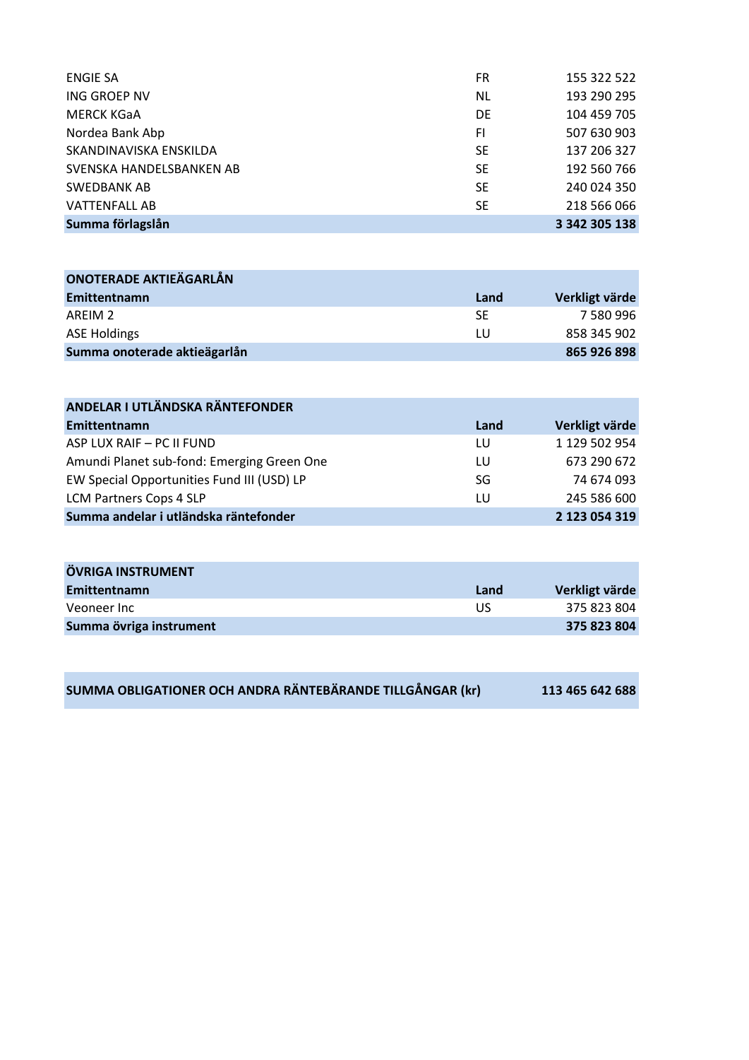| | | |
|---|---|---|
| ENGIE SA | FR | 155 322 522 |
| ING GROEP NV | NL | 193 290 295 |
| MERCK KGaA | DE | 104 459 705 |
| Nordea Bank Abp | FI | 507 630 903 |
| SKANDINAVISKA ENSKILDA | SE | 137 206 327 |
| SVENSKA HANDELSBANKEN AB | SE | 192 560 766 |
| SWEDBANK AB | SE | 240 024 350 |
| VATTENFALL AB | SE | 218 566 066 |
| **Summa förlagslån** | | **3 342 305 138** |

| **ONOTERADE AKTIEÄGARLÅN** | | |
|---|---|---|
| **Emittentnamn** | **Land** | **Verkligt värde** |
| AREIM 2 | SE | 7 580 996 |
| ASE Holdings | LU | 858 345 902 |
| **Summa onoterade aktieägarlån** | | **865 926 898** |

| **ANDELAR I UTLÄNDSKA RÄNTEFONDER** | | |
|---|---|---|
| **Emittentnamn** | **Land** | **Verkligt värde** |
| ASP LUX RAIF – PC II FUND | LU | 1 129 502 954 |
| Amundi Planet sub-fond: Emerging Green One | LU | 673 290 672 |
| EW Special Opportunities Fund III (USD) LP | SG | 74 674 093 |
| LCM Partners Cops 4 SLP | LU | 245 586 600 |
| **Summa andelar i utländska räntefonder** | | **2 123 054 319** |

| **ÖVRIGA INSTRUMENT** | | |
|---|---|---|
| **Emittentnamn** | **Land** | **Verkligt värde** |
| Veoneer Inc | US | 375 823 804 |
| **Summa övriga instrument** | | **375 823 804** |

| | |
|---|---|
| **SUMMA OBLIGATIONER OCH ANDRA RÄNTEBÄRANDE TILLGÅNGAR (kr)** | **113 465 642 688** |